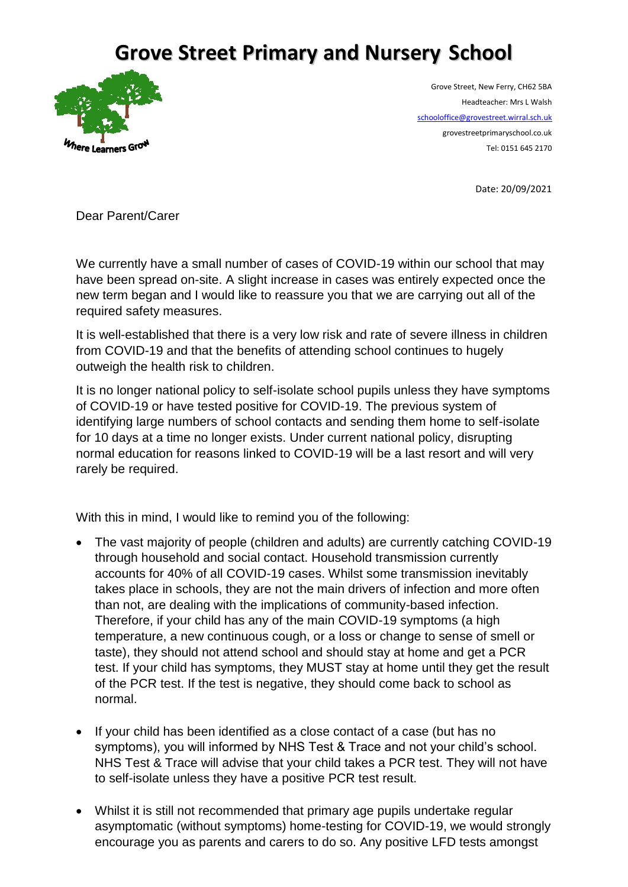# Grove Street Primary and Nursery School

Where Learners Grow

Grove Street, New Ferry, CH62 5BA
Headteacher: Mrs L Walsh
schooloffice@grovestreet.wirral.sch.uk
grovestreetprimaryschool.co.uk
Tel: 0151 645 2170

Date: 20/09/2021

Dear Parent/Carer

We currently have a small number of cases of COVID-19 within our school that may have been spread on-site. A slight increase in cases was entirely expected once the new term began and I would like to reassure you that we are carrying out all of the required safety measures.

It is well-established that there is a very low risk and rate of severe illness in children from COVID-19 and that the benefits of attending school continues to hugely outweigh the health risk to children.

It is no longer national policy to self-isolate school pupils unless they have symptoms of COVID-19 or have tested positive for COVID-19. The previous system of identifying large numbers of school contacts and sending them home to self-isolate for 10 days at a time no longer exists. Under current national policy, disrupting normal education for reasons linked to COVID-19 will be a last resort and will very rarely be required.

With this in mind, I would like to remind you of the following:

- The vast majority of people (children and adults) are currently catching COVID-19 through household and social contact. Household transmission currently accounts for 40% of all COVID-19 cases. Whilst some transmission inevitably takes place in schools, they are not the main drivers of infection and more often than not, are dealing with the implications of community-based infection. Therefore, if your child has any of the main COVID-19 symptoms (a high temperature, a new continuous cough, or a loss or change to sense of smell or taste), they should not attend school and should stay at home and get a PCR test. If your child has symptoms, they MUST stay at home until they get the result of the PCR test. If the test is negative, they should come back to school as normal.

- If your child has been identified as a close contact of a case (but has no symptoms), you will informed by NHS Test & Trace and not your child's school. NHS Test & Trace will advise that your child takes a PCR test. They will not have to self-isolate unless they have a positive PCR test result.

- Whilst it is still not recommended that primary age pupils undertake regular asymptomatic (without symptoms) home-testing for COVID-19, we would strongly encourage you as parents and carers to do so. Any positive LFD tests amongst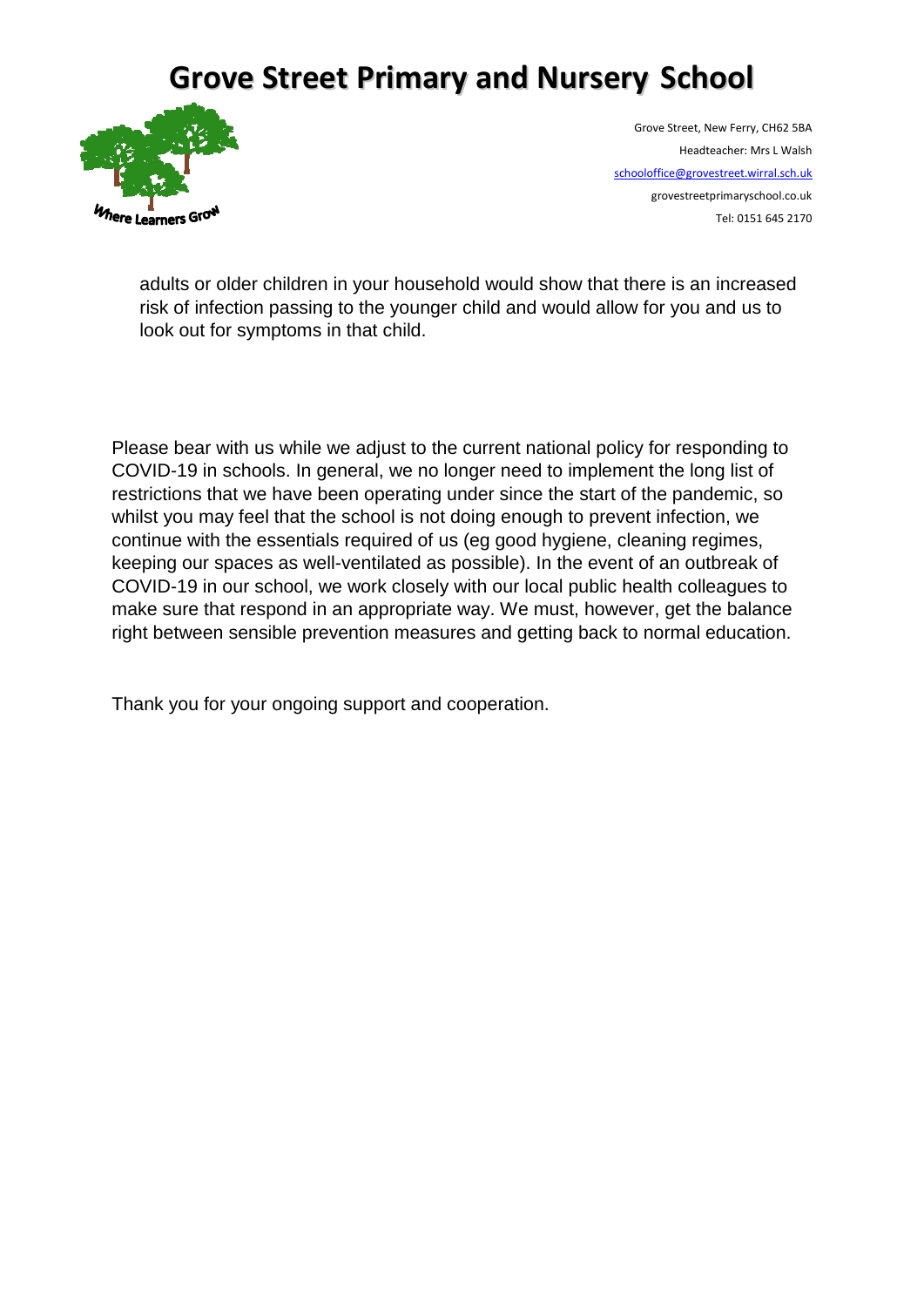adults or older children in your household would show that there is an increased risk of infection passing to the younger child and would allow for you and us to look out for symptoms in that child.

Please bear with us while we adjust to the current national policy for responding to COVID-19 in schools. In general, we no longer need to implement the long list of restrictions that we have been operating under since the start of the pandemic, so whilst you may feel that the school is not doing enough to prevent infection, we continue with the essentials required of us (eg good hygiene, cleaning regimes, keeping our spaces as well-ventilated as possible). In the event of an outbreak of COVID-19 in our school, we work closely with our local public health colleagues to make sure that respond in an appropriate way. We must, however, get the balance right between sensible prevention measures and getting back to normal education.

Thank you for your ongoing support and cooperation.